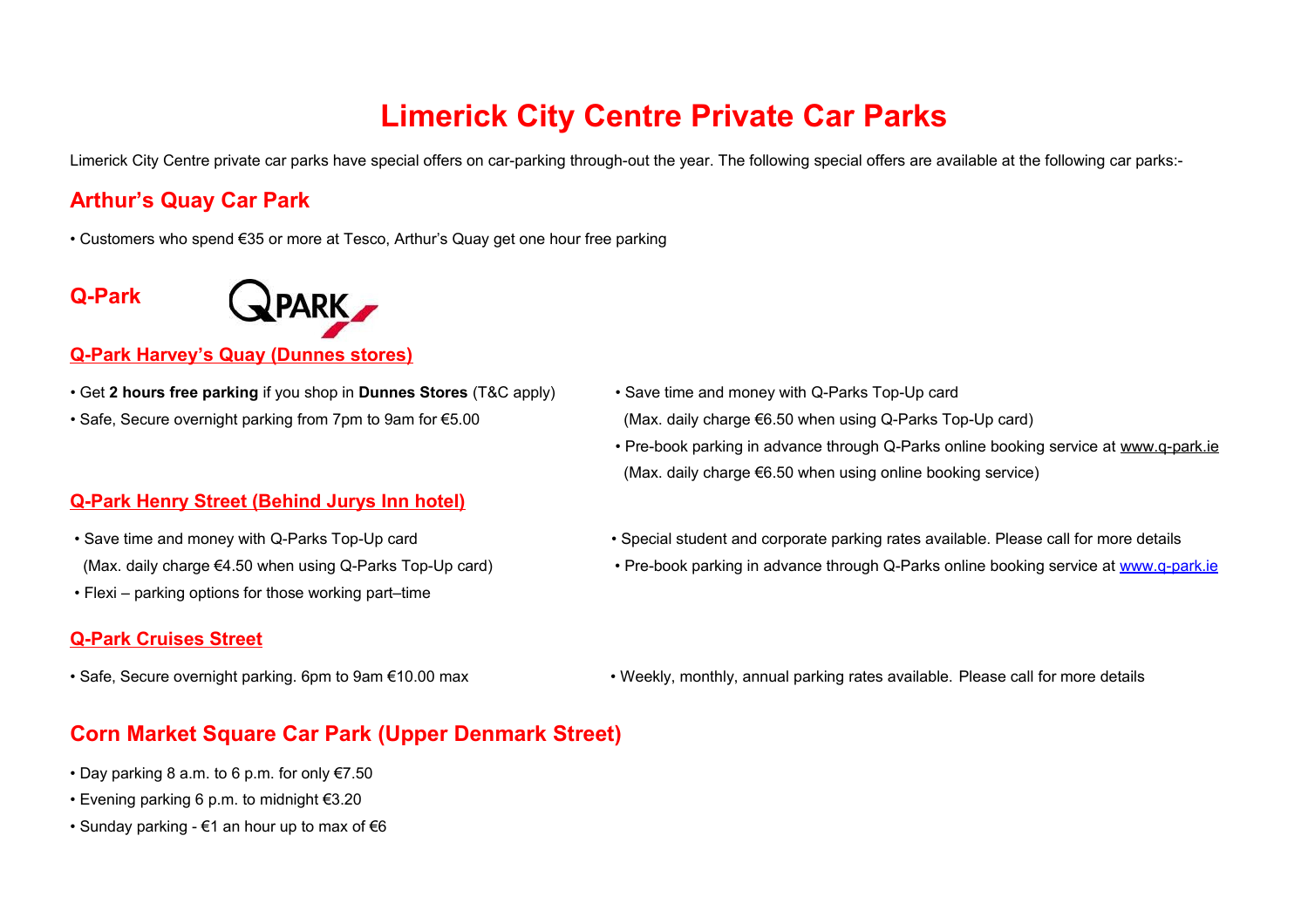# Limerick City Centre Private Car Parks

Limerick City Centre private car parks have special offers on car-parking through-out the year. The following special offers are available at the following car parks:-

## Arthur's Quay Car Park

- Customers who spend €35 or more at Tesco, Arthur's Quay get one hour free parking

## Q-Park

### Q-Park Harvey's Quay (Dunnes stores)

- Get **2 hours free parking** if you shop in **Dunnes Stores** (T&C apply)
- Safe, Secure overnight parking from 7pm to 9am for €5.00
- Save time and money with Q-Parks Top-Up card
  (Max. daily charge €6.50 when using Q-Parks Top-Up card)
- Pre-book parking in advance through Q-Parks online booking service at www.q-park.ie
  (Max. daily charge €6.50 when using online booking service)

### Q-Park Henry Street (Behind Jurys Inn hotel)

- Save time and money with Q-Parks Top-Up card
  (Max. daily charge €4.50 when using Q-Parks Top-Up card)
- Flexi – parking options for those working part–time
- Special student and corporate parking rates available. Please call for more details
- Pre-book parking in advance through Q-Parks online booking service at www.q-park.ie

### Q-Park Cruises Street

- Safe, Secure overnight parking. 6pm to 9am €10.00 max
- Weekly, monthly, annual parking rates available. Please call for more details

## Corn Market Square Car Park (Upper Denmark Street)

- Day parking 8 a.m. to 6 p.m. for only €7.50
- Evening parking 6 p.m. to midnight €3.20
- Sunday parking - €1 an hour up to max of €6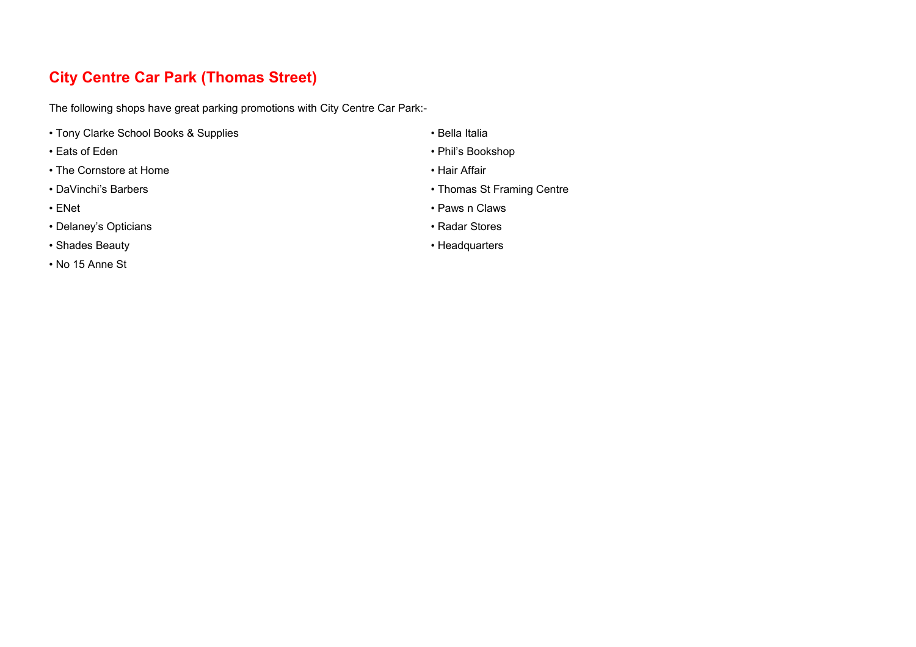## City Centre Car Park (Thomas Street)

The following shops have great parking promotions with City Centre Car Park:-

- Tony Clarke School Books & Supplies
- Eats of Eden
- The Cornstore at Home
- DaVinchi's Barbers
- ENet
- Delaney's Opticians
- Shades Beauty
- No 15 Anne St
- Bella Italia
- Phil's Bookshop
- Hair Affair
- Thomas St Framing Centre
- Paws n Claws
- Radar Stores
- Headquarters